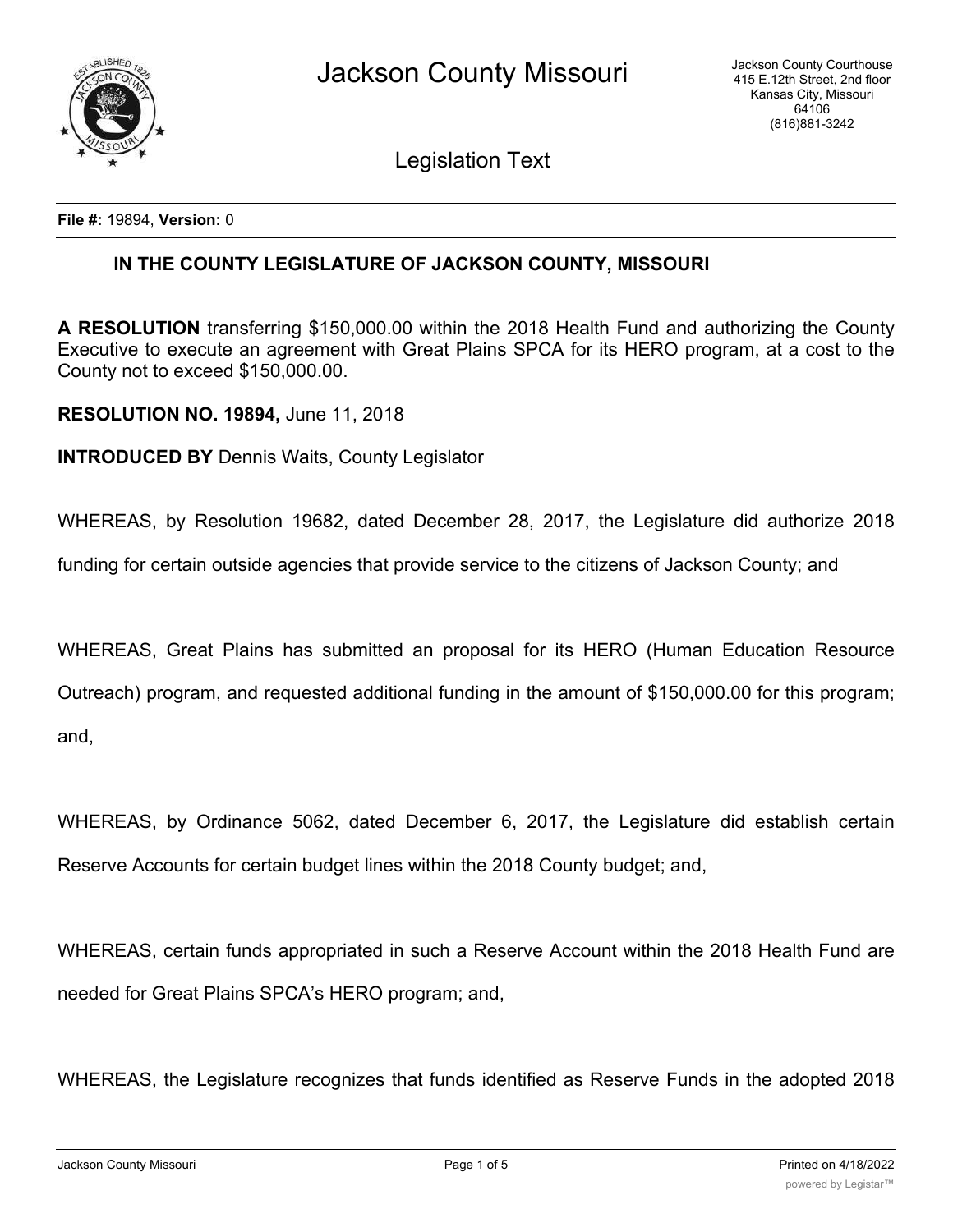# Jackson County Missouri

Jackson County Courthouse
415 E.12th Street, 2nd floor
Kansas City, Missouri
64106
(816)881-3242

## Legislation Text

**File #:** 19894, **Version:** 0

### IN THE COUNTY LEGISLATURE OF JACKSON COUNTY, MISSOURI

**A RESOLUTION** transferring $150,000.00 within the 2018 Health Fund and authorizing the County Executive to execute an agreement with Great Plains SPCA for its HERO program, at a cost to the County not to exceed $150,000.00.

**RESOLUTION NO. 19894,** June 11, 2018

**INTRODUCED BY** Dennis Waits, County Legislator

WHEREAS, by Resolution 19682, dated December 28, 2017, the Legislature did authorize 2018 funding for certain outside agencies that provide service to the citizens of Jackson County; and

WHEREAS, Great Plains has submitted an proposal for its HERO (Human Education Resource Outreach) program, and requested additional funding in the amount of $150,000.00 for this program; and,

WHEREAS, by Ordinance 5062, dated December 6, 2017, the Legislature did establish certain Reserve Accounts for certain budget lines within the 2018 County budget; and,

WHEREAS, certain funds appropriated in such a Reserve Account within the 2018 Health Fund are needed for Great Plains SPCA's HERO program; and,

WHEREAS, the Legislature recognizes that funds identified as Reserve Funds in the adopted 2018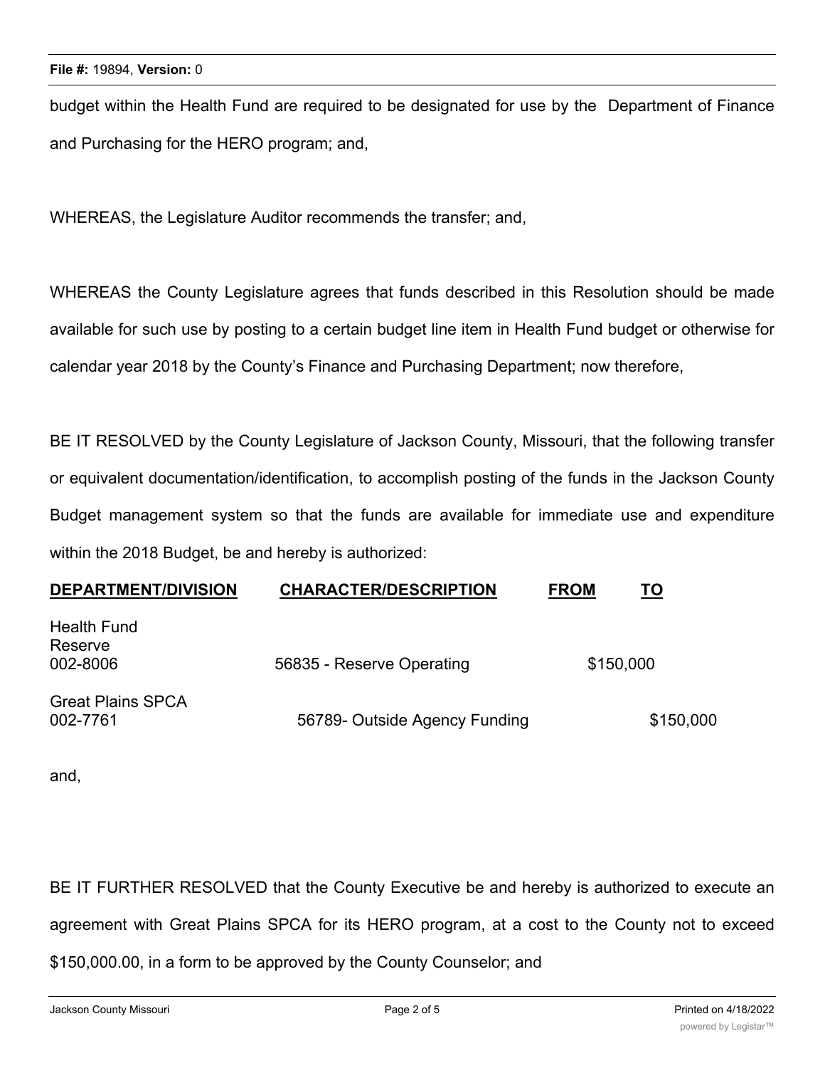budget within the Health Fund are required to be designated for use by the Department of Finance and Purchasing for the HERO program; and,

WHEREAS, the Legislature Auditor recommends the transfer; and,

WHEREAS the County Legislature agrees that funds described in this Resolution should be made available for such use by posting to a certain budget line item in Health Fund budget or otherwise for calendar year 2018 by the County's Finance and Purchasing Department; now therefore,

BE IT RESOLVED by the County Legislature of Jackson County, Missouri, that the following transfer or equivalent documentation/identification, to accomplish posting of the funds in the Jackson County Budget management system so that the funds are available for immediate use and expenditure within the 2018 Budget, be and hereby is authorized:

| DEPARTMENT/DIVISION | CHARACTER/DESCRIPTION | FROM | TO |
|---|---|---|---|
| Health Fund Reserve 002-8006 | 56835 - Reserve Operating | $150,000 | |
| Great Plains SPCA 002-7761 | 56789- Outside Agency Funding | | $150,000 |

and,

BE IT FURTHER RESOLVED that the County Executive be and hereby is authorized to execute an agreement with Great Plains SPCA for its HERO program, at a cost to the County not to exceed $150,000.00, in a form to be approved by the County Counselor; and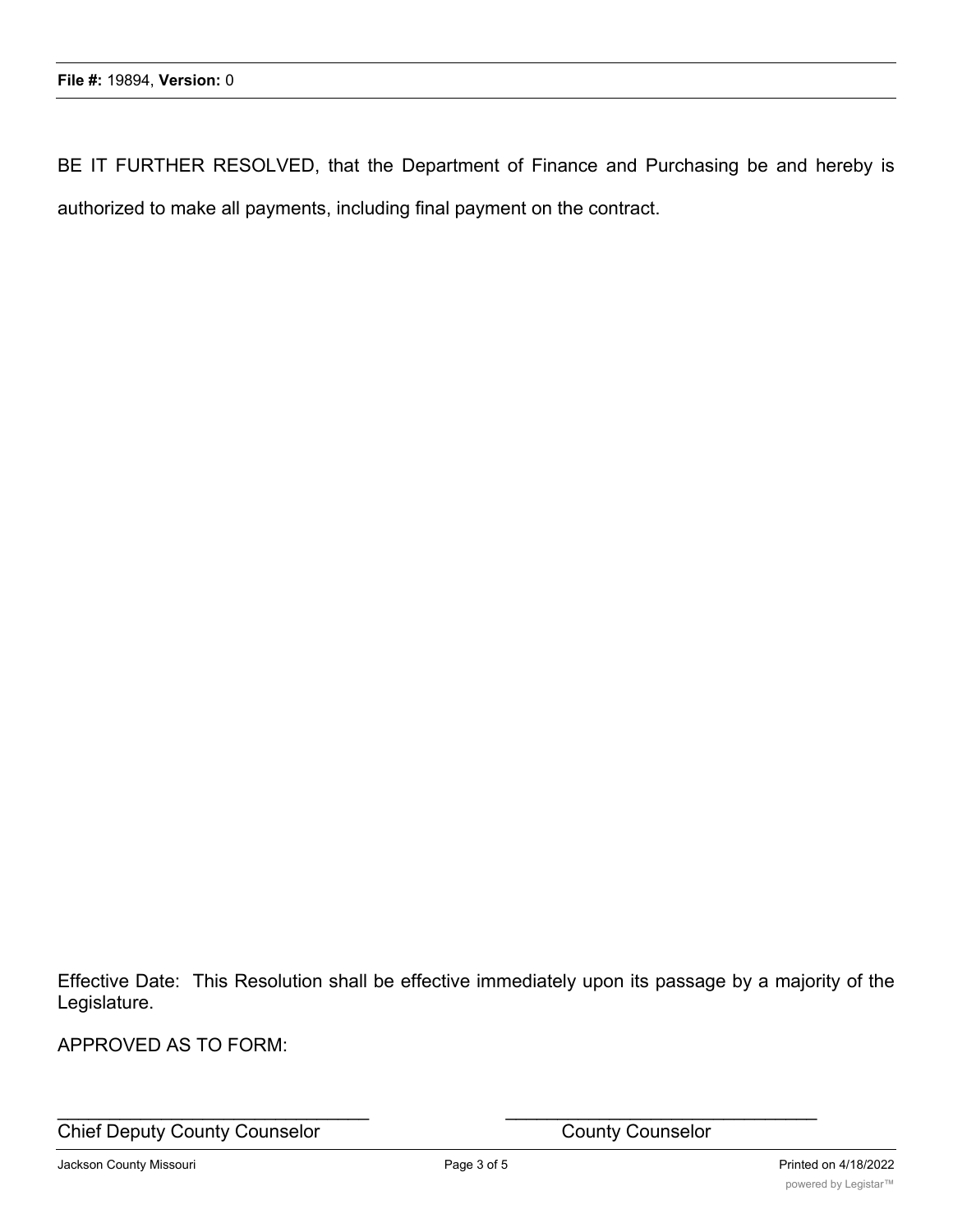BE IT FURTHER RESOLVED, that the Department of Finance and Purchasing be and hereby is authorized to make all payments, including final payment on the contract.

Effective Date: This Resolution shall be effective immediately upon its passage by a majority of the Legislature.

APPROVED AS TO FORM:

\_\_\_\_\_\_\_\_\_\_\_\_\_\_\_\_\_\_\_\_\_\_\_\_\_\_\_\_\_\_ \_\_\_\_\_\_\_\_\_\_\_\_\_\_\_\_\_\_\_\_\_\_\_\_\_\_\_\_\_\_

Chief Deputy County Counselor County Counselor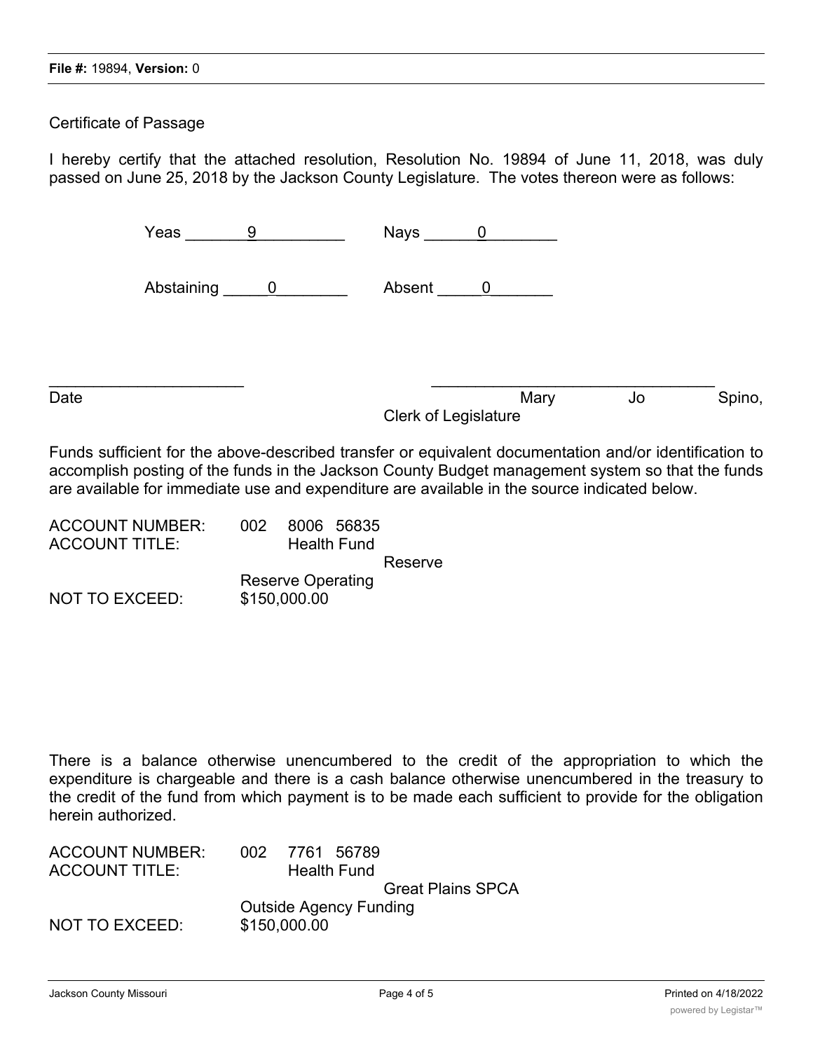**File #:** 19894, **Version:** 0

Certificate of Passage

I hereby certify that the attached resolution, Resolution No. 19894 of June 11, 2018, was duly passed on June 25, 2018 by the Jackson County Legislature. The votes thereon were as follows:

Yeas ______9_________ Nays ______0_______

Abstaining _____0________ Absent _____0_______

______________________ ________________________________

Date Mary Jo Spino, Clerk of Legislature

Funds sufficient for the above-described transfer or equivalent documentation and/or identification to accomplish posting of the funds in the Jackson County Budget management system so that the funds are available for immediate use and expenditure are available in the source indicated below.

ACCOUNT NUMBER: 002 8006 56835
ACCOUNT TITLE: Health Fund
Reserve
Reserve Operating
NOT TO EXCEED: $150,000.00

There is a balance otherwise unencumbered to the credit of the appropriation to which the expenditure is chargeable and there is a cash balance otherwise unencumbered in the treasury to the credit of the fund from which payment is to be made each sufficient to provide for the obligation herein authorized.

ACCOUNT NUMBER: 002 7761 56789
ACCOUNT TITLE: Health Fund
Great Plains SPCA
Outside Agency Funding
NOT TO EXCEED: $150,000.00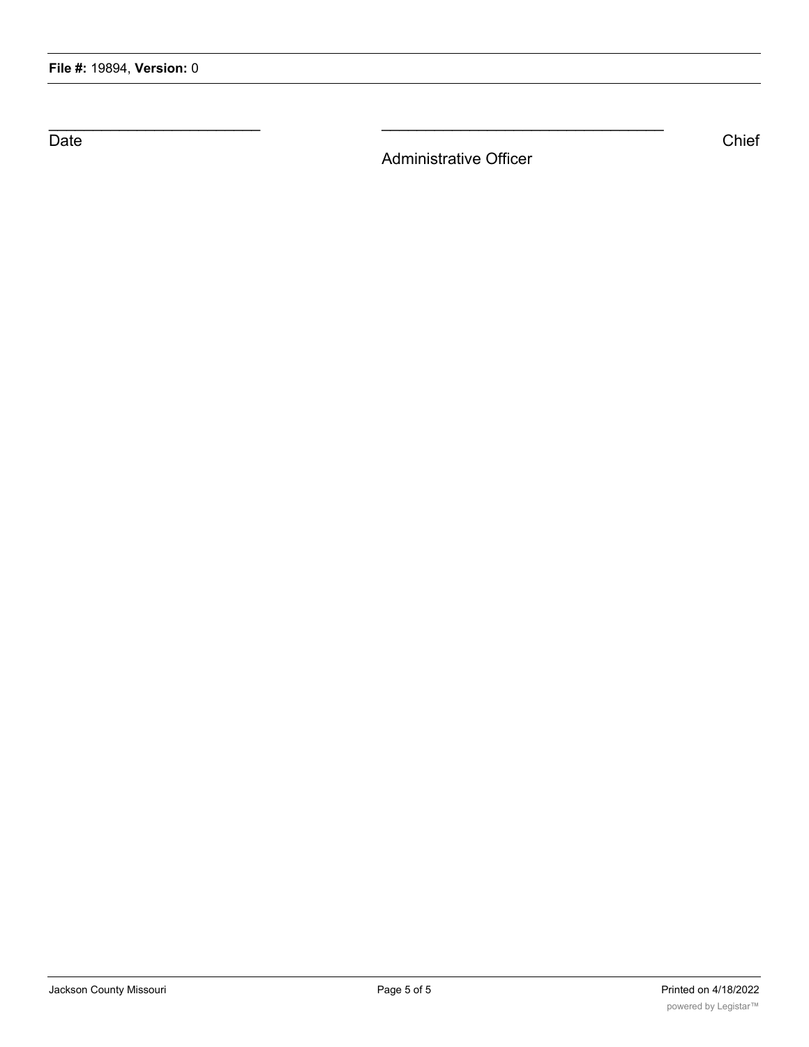_________________________ _________________________________

Date Chief Administrative Officer